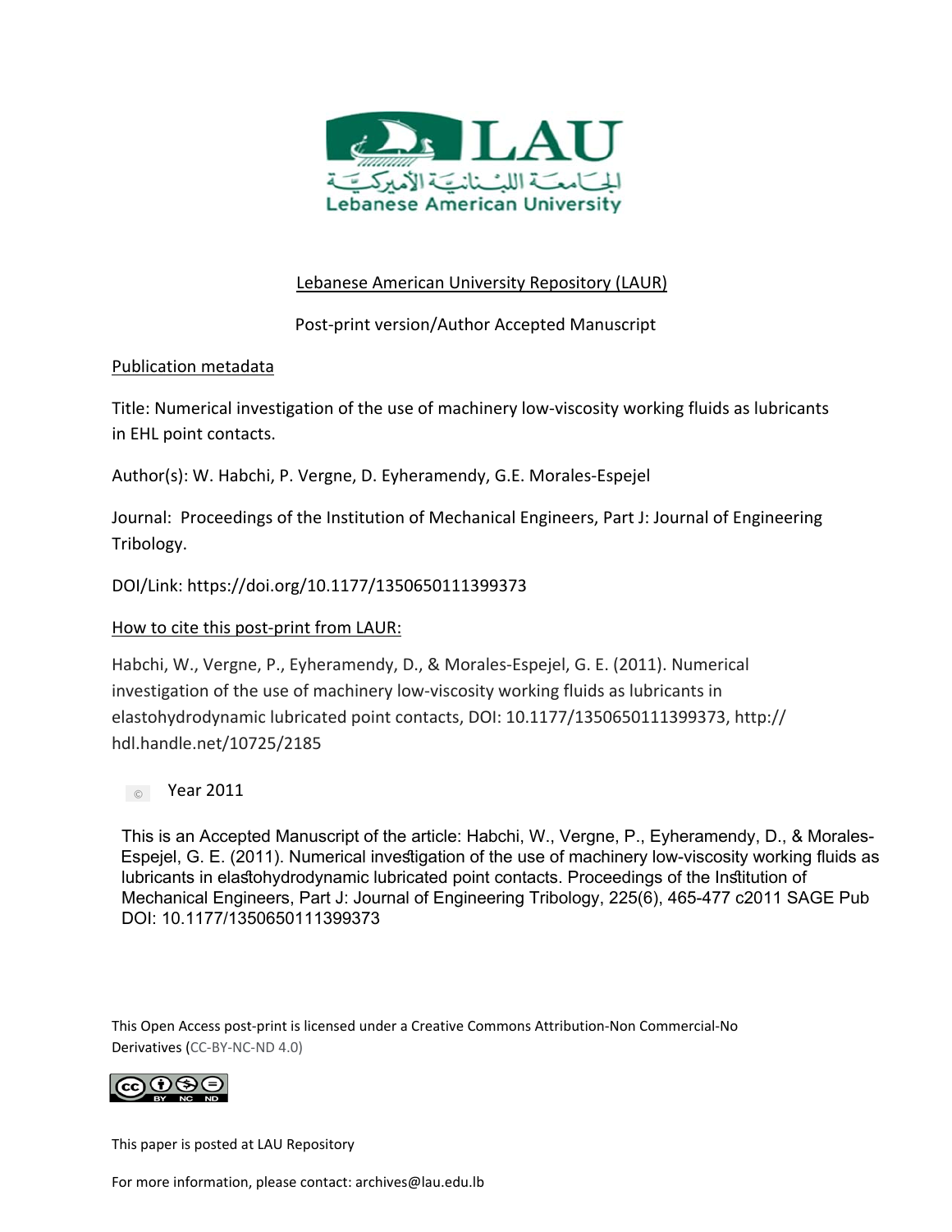Lebanese American University

الجامعة اللبنانية الأميركية

Lebanese American University Repository (LAUR)

Post-print version/Author Accepted Manuscript

Publication metadata

Title: Numerical investigation of the use of machinery low-viscosity working fluids as lubricants in EHL point contacts.

Author(s): W. Habchi, P. Vergne, D. Eyheramendy, G.E. Morales-Espejel

Journal: Proceedings of the Institution of Mechanical Engineers, Part J: Journal of Engineering Tribology.

DOI/Link: https://doi.org/10.1177/1350650111399373

How to cite this post-print from LAUR:

Habchi, W., Vergne, P., Eyheramendy, D., & Morales-Espejel, G. E. (2011). Numerical investigation of the use of machinery low-viscosity working fluids as lubricants in elastohydrodynamic lubricated point contacts, DOI: 10.1177/1350650111399373, http://hdl.handle.net/10725/2185

© Year 2011

This is an Accepted Manuscript of the article: Habchi, W., Vergne, P., Eyheramendy, D., & Morales-Espejel, G. E. (2011). Numerical investigation of the use of machinery low-viscosity working fluids as lubricants in elastohydrodynamic lubricated point contacts. Proceedings of the Institution of Mechanical Engineers, Part J: Journal of Engineering Tribology, 225(6), 465-477 c2011 SAGE Pub DOI: 10.1177/1350650111399373

This Open Access post-print is licensed under a Creative Commons Attribution-Non Commercial-No Derivatives (CC-BY-NC-ND 4.0)

This paper is posted at LAU Repository

For more information, please contact: archives@lau.edu.lb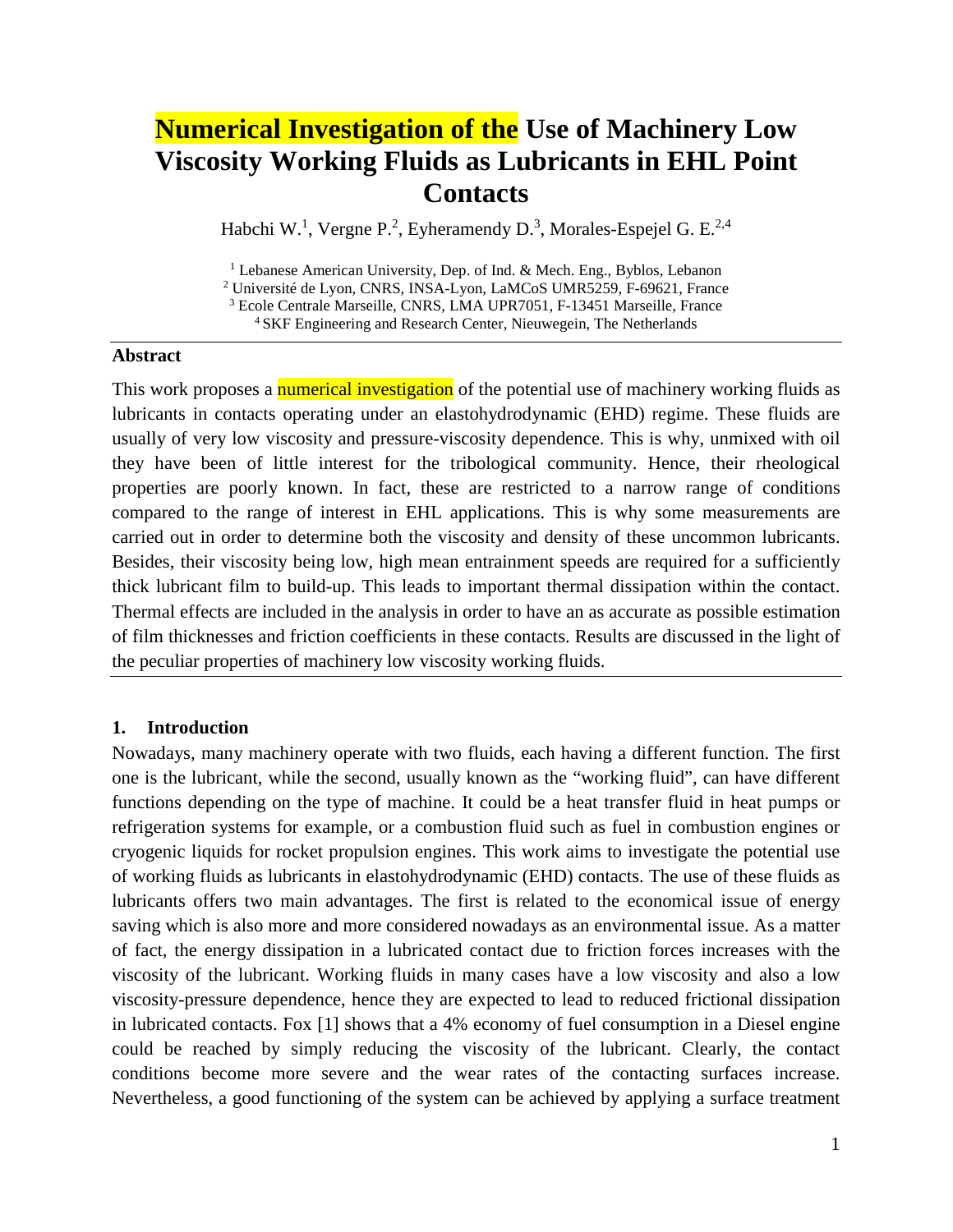# Numerical Investigation of the Use of Machinery Low Viscosity Working Fluids as Lubricants in EHL Point Contacts

Habchi W.[1], Vergne P.[2], Eyheramendy D.[3], Morales-Espejel G. E.[2,4]

[1] Lebanese American University, Dep. of Ind. & Mech. Eng., Byblos, Lebanon
[2] Université de Lyon, CNRS, INSA-Lyon, LaMCoS UMR5259, F-69621, France
[3] Ecole Centrale Marseille, CNRS, LMA UPR7051, F-13451 Marseille, France
[4] SKF Engineering and Research Center, Nieuwegein, The Netherlands

---

## Abstract

This work proposes a numerical investigation of the potential use of machinery working fluids as lubricants in contacts operating under an elastohydrodynamic (EHD) regime. These fluids are usually of very low viscosity and pressure-viscosity dependence. This is why, unmixed with oil they have been of little interest for the tribological community. Hence, their rheological properties are poorly known. In fact, these are restricted to a narrow range of conditions compared to the range of interest in EHL applications. This is why some measurements are carried out in order to determine both the viscosity and density of these uncommon lubricants. Besides, their viscosity being low, high mean entrainment speeds are required for a sufficiently thick lubricant film to build-up. This leads to important thermal dissipation within the contact. Thermal effects are included in the analysis in order to have an as accurate as possible estimation of film thicknesses and friction coefficients in these contacts. Results are discussed in the light of the peculiar properties of machinery low viscosity working fluids.

---

## 1. Introduction

Nowadays, many machinery operate with two fluids, each having a different function. The first one is the lubricant, while the second, usually known as the "working fluid", can have different functions depending on the type of machine. It could be a heat transfer fluid in heat pumps or refrigeration systems for example, or a combustion fluid such as fuel in combustion engines or cryogenic liquids for rocket propulsion engines. This work aims to investigate the potential use of working fluids as lubricants in elastohydrodynamic (EHD) contacts. The use of these fluids as lubricants offers two main advantages. The first is related to the economical issue of energy saving which is also more and more considered nowadays as an environmental issue. As a matter of fact, the energy dissipation in a lubricated contact due to friction forces increases with the viscosity of the lubricant. Working fluids in many cases have a low viscosity and also a low viscosity-pressure dependence, hence they are expected to lead to reduced frictional dissipation in lubricated contacts. Fox [1] shows that a 4% economy of fuel consumption in a Diesel engine could be reached by simply reducing the viscosity of the lubricant. Clearly, the contact conditions become more severe and the wear rates of the contacting surfaces increase. Nevertheless, a good functioning of the system can be achieved by applying a surface treatment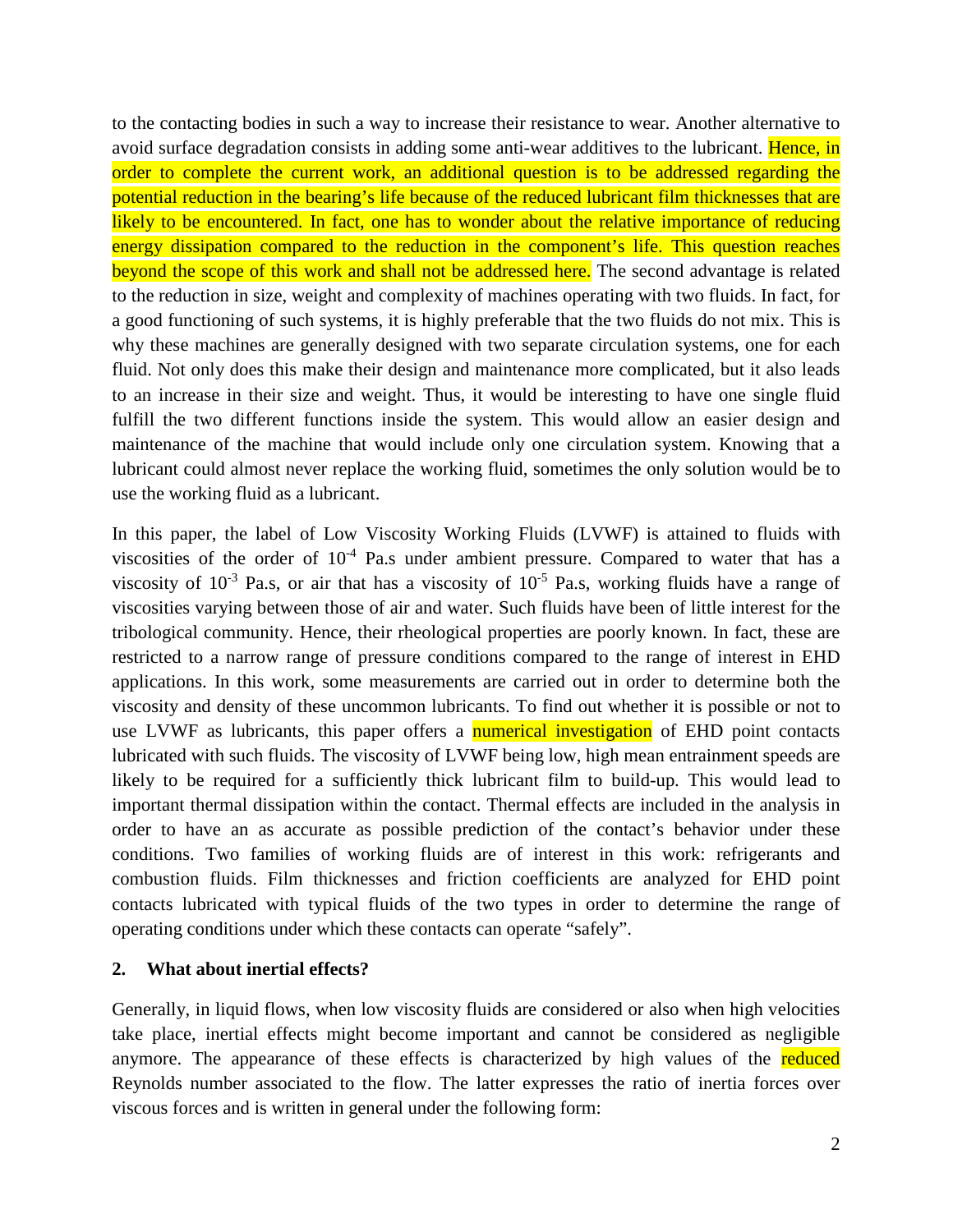to the contacting bodies in such a way to increase their resistance to wear. Another alternative to avoid surface degradation consists in adding some anti-wear additives to the lubricant. Hence, in order to complete the current work, an additional question is to be addressed regarding the potential reduction in the bearing's life because of the reduced lubricant film thicknesses that are likely to be encountered. In fact, one has to wonder about the relative importance of reducing energy dissipation compared to the reduction in the component's life. This question reaches beyond the scope of this work and shall not be addressed here. The second advantage is related to the reduction in size, weight and complexity of machines operating with two fluids. In fact, for a good functioning of such systems, it is highly preferable that the two fluids do not mix. This is why these machines are generally designed with two separate circulation systems, one for each fluid. Not only does this make their design and maintenance more complicated, but it also leads to an increase in their size and weight. Thus, it would be interesting to have one single fluid fulfill the two different functions inside the system. This would allow an easier design and maintenance of the machine that would include only one circulation system. Knowing that a lubricant could almost never replace the working fluid, sometimes the only solution would be to use the working fluid as a lubricant.

In this paper, the label of Low Viscosity Working Fluids (LVWF) is attained to fluids with viscosities of the order of $10^{-4}$ Pa.s under ambient pressure. Compared to water that has a viscosity of $10^{-3}$ Pa.s, or air that has a viscosity of $10^{-5}$ Pa.s, working fluids have a range of viscosities varying between those of air and water. Such fluids have been of little interest for the tribological community. Hence, their rheological properties are poorly known. In fact, these are restricted to a narrow range of pressure conditions compared to the range of interest in EHD applications. In this work, some measurements are carried out in order to determine both the viscosity and density of these uncommon lubricants. To find out whether it is possible or not to use LVWF as lubricants, this paper offers a numerical investigation of EHD point contacts lubricated with such fluids. The viscosity of LVWF being low, high mean entrainment speeds are likely to be required for a sufficiently thick lubricant film to build-up. This would lead to important thermal dissipation within the contact. Thermal effects are included in the analysis in order to have an as accurate as possible prediction of the contact's behavior under these conditions. Two families of working fluids are of interest in this work: refrigerants and combustion fluids. Film thicknesses and friction coefficients are analyzed for EHD point contacts lubricated with typical fluids of the two types in order to determine the range of operating conditions under which these contacts can operate "safely".

## 2. What about inertial effects?

Generally, in liquid flows, when low viscosity fluids are considered or also when high velocities take place, inertial effects might become important and cannot be considered as negligible anymore. The appearance of these effects is characterized by high values of the reduced Reynolds number associated to the flow. The latter expresses the ratio of inertia forces over viscous forces and is written in general under the following form: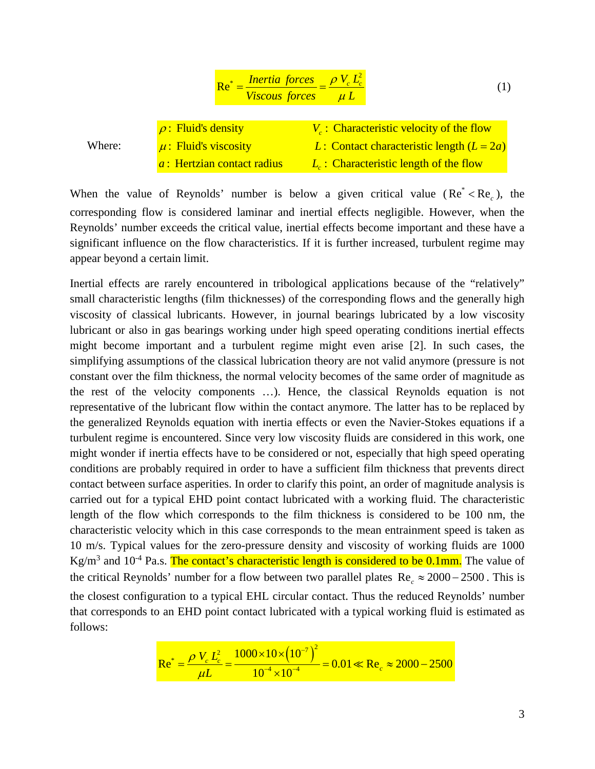$$\mathrm{Re}^* = \frac{Inertia\ \ forces}{Viscous\ \ forces} = \frac{\rho\, V_c\, L_c^2}{\mu\, L} \tag{1}$$

Where:

| | |
|---|---|
| $\rho$: Fluid's density | $V_c$: Characteristic velocity of the flow |
| $\mu$: Fluid's viscosity | $L$: Contact characteristic length ($L = 2a$) |
| $a$: Hertzian contact radius | $L_c$: Characteristic length of the flow |

When the value of Reynolds' number is below a given critical value ($\mathrm{Re}^* < \mathrm{Re}_c$), the corresponding flow is considered laminar and inertial effects negligible. However, when the Reynolds' number exceeds the critical value, inertial effects become important and these have a significant influence on the flow characteristics. If it is further increased, turbulent regime may appear beyond a certain limit.

Inertial effects are rarely encountered in tribological applications because of the "relatively" small characteristic lengths (film thicknesses) of the corresponding flows and the generally high viscosity of classical lubricants. However, in journal bearings lubricated by a low viscosity lubricant or also in gas bearings working under high speed operating conditions inertial effects might become important and a turbulent regime might even arise [2]. In such cases, the simplifying assumptions of the classical lubrication theory are not valid anymore (pressure is not constant over the film thickness, the normal velocity becomes of the same order of magnitude as the rest of the velocity components …). Hence, the classical Reynolds equation is not representative of the lubricant flow within the contact anymore. The latter has to be replaced by the generalized Reynolds equation with inertia effects or even the Navier-Stokes equations if a turbulent regime is encountered. Since very low viscosity fluids are considered in this work, one might wonder if inertia effects have to be considered or not, especially that high speed operating conditions are probably required in order to have a sufficient film thickness that prevents direct contact between surface asperities. In order to clarify this point, an order of magnitude analysis is carried out for a typical EHD point contact lubricated with a working fluid. The characteristic length of the flow which corresponds to the film thickness is considered to be 100 nm, the characteristic velocity which in this case corresponds to the mean entrainment speed is taken as 10 m/s. Typical values for the zero-pressure density and viscosity of working fluids are 1000 Kg/m$^3$ and $10^{-4}$ Pa.s. The contact's characteristic length is considered to be 0.1mm. The value of the critical Reynolds' number for a flow between two parallel plates $\mathrm{Re}_c \approx 2000 - 2500$. This is the closest configuration to a typical EHL circular contact. Thus the reduced Reynolds' number that corresponds to an EHD point contact lubricated with a typical working fluid is estimated as follows:

$$\mathrm{Re}^* = \frac{\rho\, V_c\, L_c^2}{\mu L} = \frac{1000 \times 10 \times \left(10^{-7}\right)^2}{10^{-4} \times 10^{-4}} = 0.01 \ll \mathrm{Re}_c \approx 2000 - 2500$$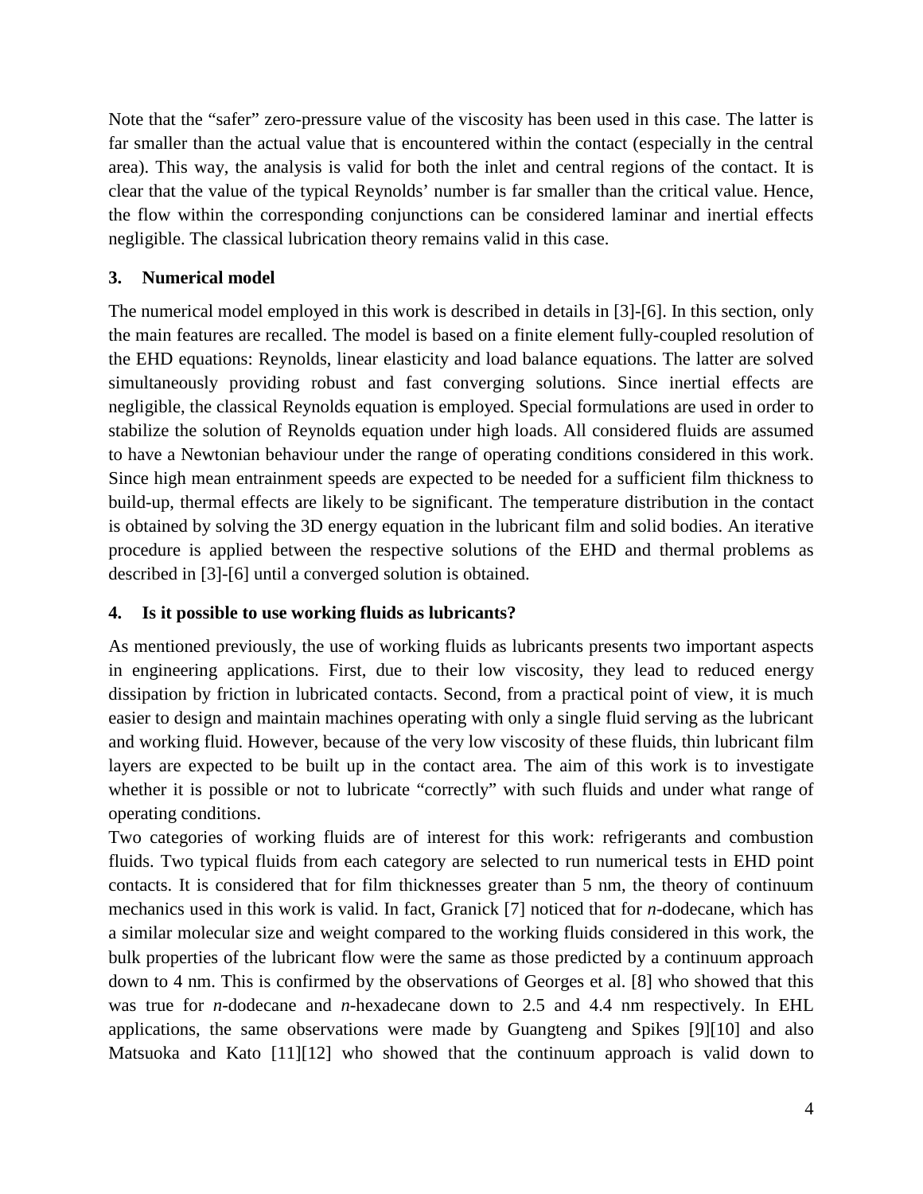Note that the "safer" zero-pressure value of the viscosity has been used in this case. The latter is far smaller than the actual value that is encountered within the contact (especially in the central area). This way, the analysis is valid for both the inlet and central regions of the contact. It is clear that the value of the typical Reynolds' number is far smaller than the critical value. Hence, the flow within the corresponding conjunctions can be considered laminar and inertial effects negligible. The classical lubrication theory remains valid in this case.

## 3. Numerical model

The numerical model employed in this work is described in details in [3]-[6]. In this section, only the main features are recalled. The model is based on a finite element fully-coupled resolution of the EHD equations: Reynolds, linear elasticity and load balance equations. The latter are solved simultaneously providing robust and fast converging solutions. Since inertial effects are negligible, the classical Reynolds equation is employed. Special formulations are used in order to stabilize the solution of Reynolds equation under high loads. All considered fluids are assumed to have a Newtonian behaviour under the range of operating conditions considered in this work. Since high mean entrainment speeds are expected to be needed for a sufficient film thickness to build-up, thermal effects are likely to be significant. The temperature distribution in the contact is obtained by solving the 3D energy equation in the lubricant film and solid bodies. An iterative procedure is applied between the respective solutions of the EHD and thermal problems as described in [3]-[6] until a converged solution is obtained.

## 4. Is it possible to use working fluids as lubricants?

As mentioned previously, the use of working fluids as lubricants presents two important aspects in engineering applications. First, due to their low viscosity, they lead to reduced energy dissipation by friction in lubricated contacts. Second, from a practical point of view, it is much easier to design and maintain machines operating with only a single fluid serving as the lubricant and working fluid. However, because of the very low viscosity of these fluids, thin lubricant film layers are expected to be built up in the contact area. The aim of this work is to investigate whether it is possible or not to lubricate "correctly" with such fluids and under what range of operating conditions.

Two categories of working fluids are of interest for this work: refrigerants and combustion fluids. Two typical fluids from each category are selected to run numerical tests in EHD point contacts. It is considered that for film thicknesses greater than 5 nm, the theory of continuum mechanics used in this work is valid. In fact, Granick [7] noticed that for *n*-dodecane, which has a similar molecular size and weight compared to the working fluids considered in this work, the bulk properties of the lubricant flow were the same as those predicted by a continuum approach down to 4 nm. This is confirmed by the observations of Georges et al. [8] who showed that this was true for *n*-dodecane and *n*-hexadecane down to 2.5 and 4.4 nm respectively. In EHL applications, the same observations were made by Guangteng and Spikes [9][10] and also Matsuoka and Kato [11][12] who showed that the continuum approach is valid down to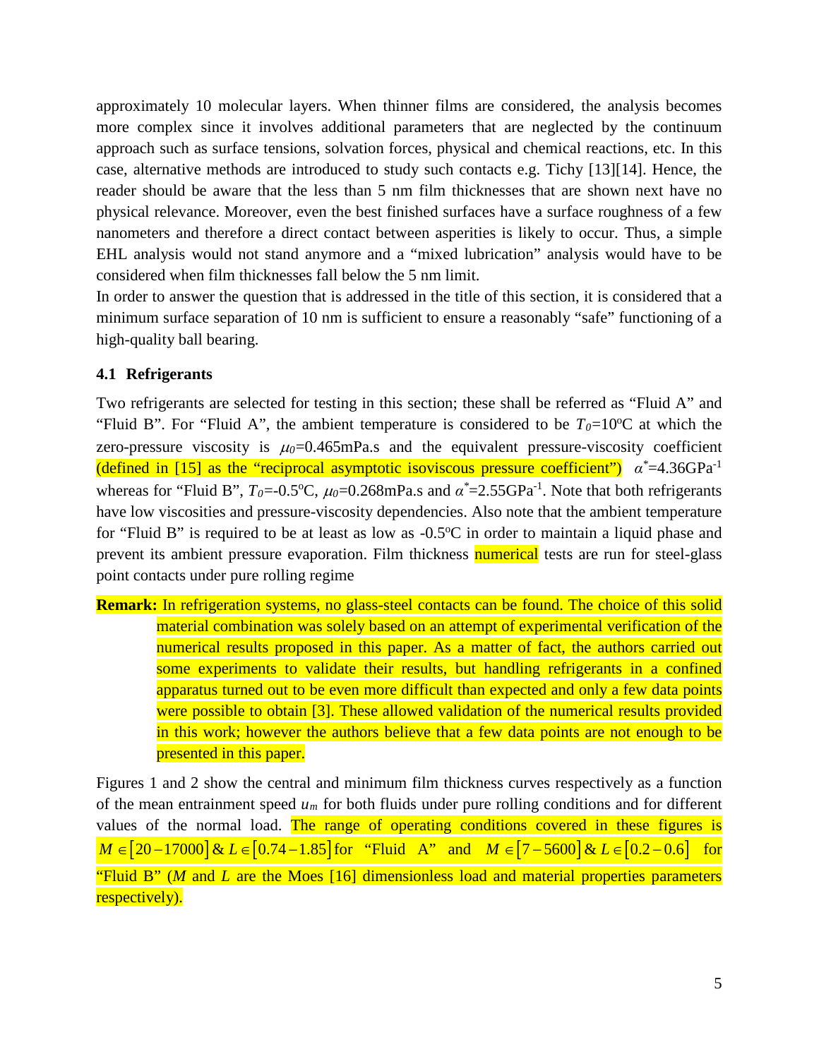approximately 10 molecular layers. When thinner films are considered, the analysis becomes more complex since it involves additional parameters that are neglected by the continuum approach such as surface tensions, solvation forces, physical and chemical reactions, etc. In this case, alternative methods are introduced to study such contacts e.g. Tichy [13][14]. Hence, the reader should be aware that the less than 5 nm film thicknesses that are shown next have no physical relevance. Moreover, even the best finished surfaces have a surface roughness of a few nanometers and therefore a direct contact between asperities is likely to occur. Thus, a simple EHL analysis would not stand anymore and a "mixed lubrication" analysis would have to be considered when film thicknesses fall below the 5 nm limit.

In order to answer the question that is addressed in the title of this section, it is considered that a minimum surface separation of 10 nm is sufficient to ensure a reasonably "safe" functioning of a high-quality ball bearing.

### 4.1 Refrigerants

Two refrigerants are selected for testing in this section; these shall be referred as "Fluid A" and "Fluid B". For "Fluid A", the ambient temperature is considered to be $T_0$=10ºC at which the zero-pressure viscosity is $\mu_0$=0.465mPa.s and the equivalent pressure-viscosity coefficient (defined in [15] as the "reciprocal asymptotic isoviscous pressure coefficient") $\alpha^*$=4.36GPa$^{-1}$ whereas for "Fluid B", $T_0$=-0.5ºC, $\mu_0$=0.268mPa.s and $\alpha^*$=2.55GPa$^{-1}$. Note that both refrigerants have low viscosities and pressure-viscosity dependencies. Also note that the ambient temperature for "Fluid B" is required to be at least as low as -0.5ºC in order to maintain a liquid phase and prevent its ambient pressure evaporation. Film thickness numerical tests are run for steel-glass point contacts under pure rolling regime

**Remark:** In refrigeration systems, no glass-steel contacts can be found. The choice of this solid material combination was solely based on an attempt of experimental verification of the numerical results proposed in this paper. As a matter of fact, the authors carried out some experiments to validate their results, but handling refrigerants in a confined apparatus turned out to be even more difficult than expected and only a few data points were possible to obtain [3]. These allowed validation of the numerical results provided in this work; however the authors believe that a few data points are not enough to be presented in this paper.

Figures 1 and 2 show the central and minimum film thickness curves respectively as a function of the mean entrainment speed $u_m$ for both fluids under pure rolling conditions and for different values of the normal load. The range of operating conditions covered in these figures is $M \in [20-17000]$ & $L \in [0.74-1.85]$ for "Fluid A" and $M \in [7-5600]$ & $L \in [0.2-0.6]$ for "Fluid B" ($M$ and $L$ are the Moes [16] dimensionless load and material properties parameters respectively).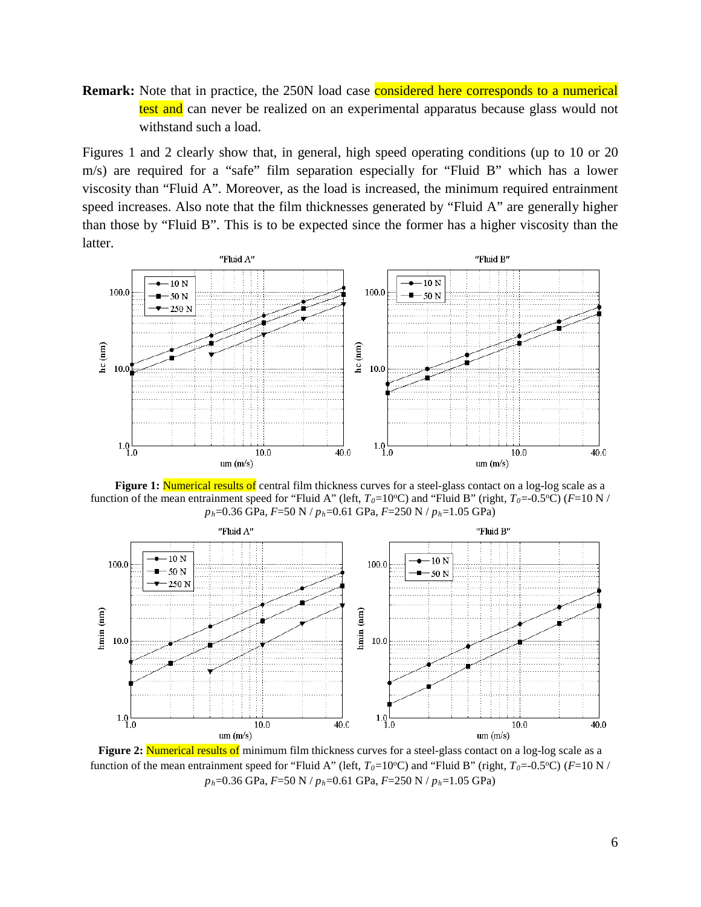**Remark:** Note that in practice, the 250N load case considered here corresponds to a numerical test and can never be realized on an experimental apparatus because glass would not withstand such a load.

Figures 1 and 2 clearly show that, in general, high speed operating conditions (up to 10 or 20 m/s) are required for a "safe" film separation especially for "Fluid B" which has a lower viscosity than "Fluid A". Moreover, as the load is increased, the minimum required entrainment speed increases. Also note that the film thicknesses generated by "Fluid A" are generally higher than those by "Fluid B". This is to be expected since the former has a higher viscosity than the latter.

**Figure 1:** Numerical results of central film thickness curves for a steel-glass contact on a log-log scale as a function of the mean entrainment speed for "Fluid A" (left, $T_0$=10°C) and "Fluid B" (right, $T_0$=-0.5°C) ($F$=10 N / $p_h$=0.36 GPa, $F$=50 N / $p_h$=0.61 GPa, $F$=250 N / $p_h$=1.05 GPa)

**Figure 2:** Numerical results of minimum film thickness curves for a steel-glass contact on a log-log scale as a function of the mean entrainment speed for "Fluid A" (left, $T_0$=10°C) and "Fluid B" (right, $T_0$=-0.5°C) ($F$=10 N / $p_h$=0.36 GPa, $F$=50 N / $p_h$=0.61 GPa, $F$=250 N / $p_h$=1.05 GPa)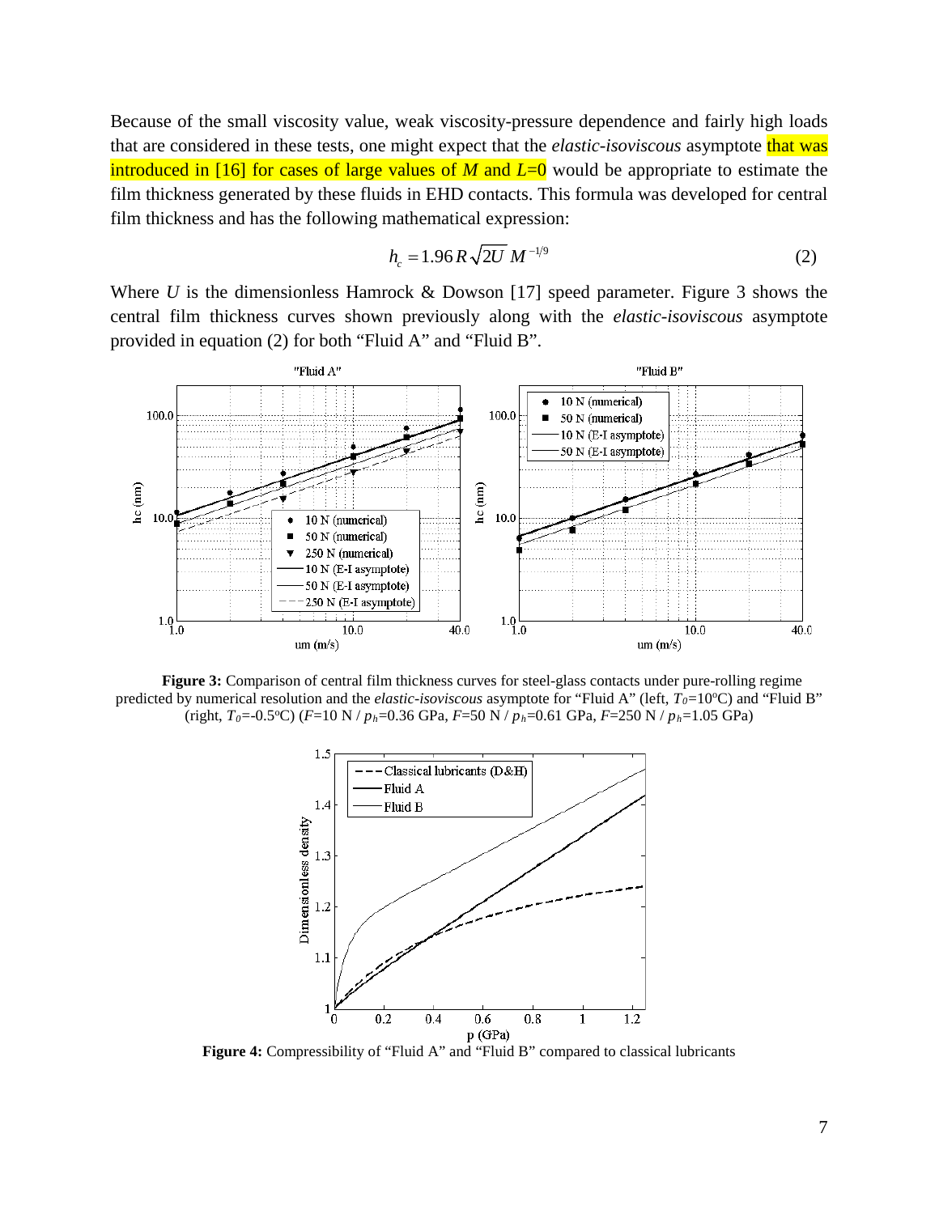Because of the small viscosity value, weak viscosity-pressure dependence and fairly high loads that are considered in these tests, one might expect that the *elastic-isoviscous* asymptote that was introduced in [16] for cases of large values of $M$ and $L$=0 would be appropriate to estimate the film thickness generated by these fluids in EHD contacts. This formula was developed for central film thickness and has the following mathematical expression:

$$h_c = 1.96\,R\sqrt{2U}\,M^{-1/9} \tag{2}$$

Where $U$ is the dimensionless Hamrock & Dowson [17] speed parameter. Figure 3 shows the central film thickness curves shown previously along with the *elastic-isoviscous* asymptote provided in equation (2) for both "Fluid A" and "Fluid B".

**Figure 3:** Comparison of central film thickness curves for steel-glass contacts under pure-rolling regime predicted by numerical resolution and the *elastic-isoviscous* asymptote for "Fluid A" (left, $T_0$=10ºC) and "Fluid B" (right, $T_0$=-0.5ºC) ($F$=10 N / $p_h$=0.36 GPa, $F$=50 N / $p_h$=0.61 GPa, $F$=250 N / $p_h$=1.05 GPa)

**Figure 4:** Compressibility of "Fluid A" and "Fluid B" compared to classical lubricants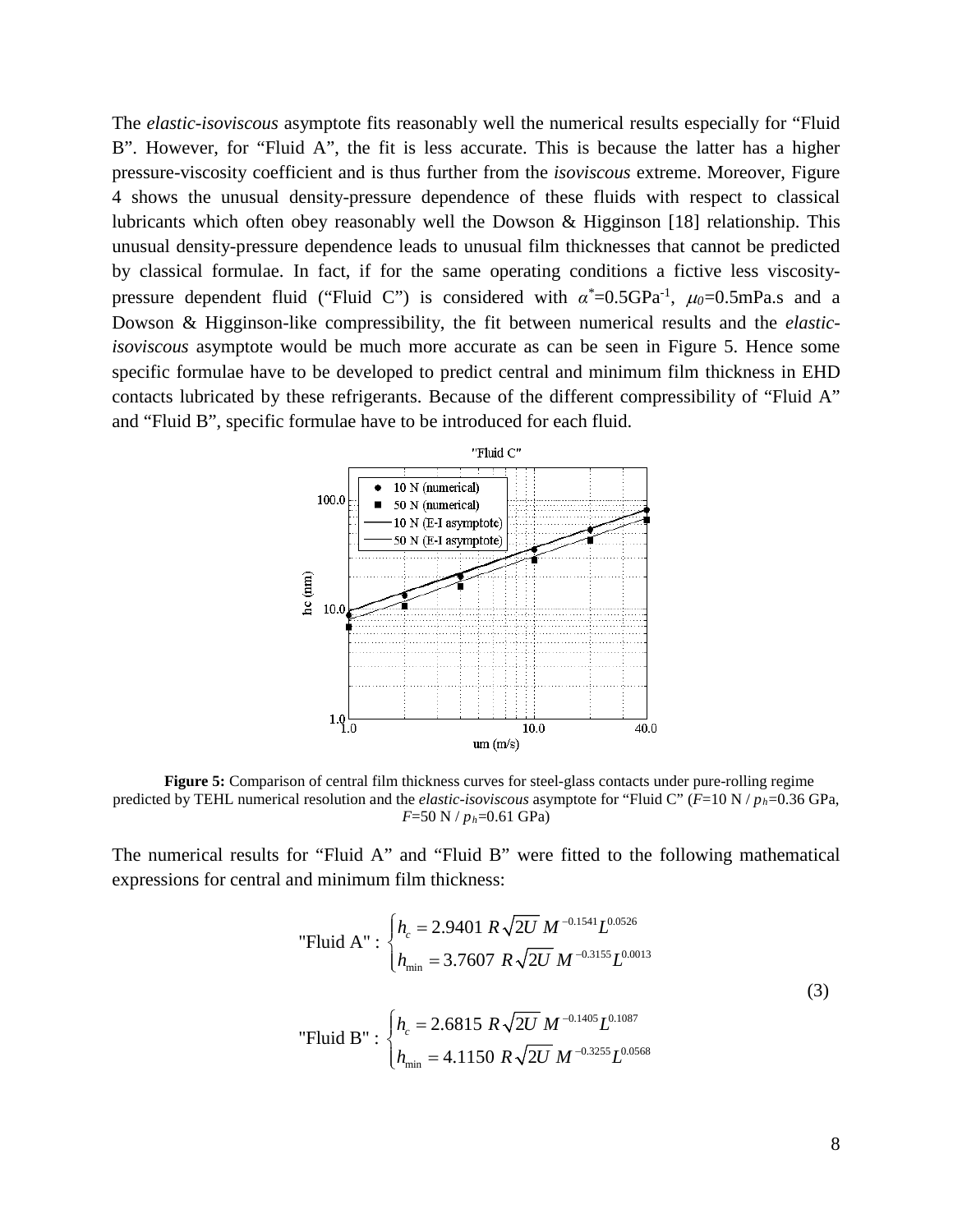The *elastic-isoviscous* asymptote fits reasonably well the numerical results especially for "Fluid B". However, for "Fluid A", the fit is less accurate. This is because the latter has a higher pressure-viscosity coefficient and is thus further from the *isoviscous* extreme. Moreover, Figure 4 shows the unusual density-pressure dependence of these fluids with respect to classical lubricants which often obey reasonably well the Dowson & Higginson [18] relationship. This unusual density-pressure dependence leads to unusual film thicknesses that cannot be predicted by classical formulae. In fact, if for the same operating conditions a fictive less viscosity-pressure dependent fluid ("Fluid C") is considered with $\alpha^*$=0.5GPa$^{-1}$, $\mu_0$=0.5mPa.s and a Dowson & Higginson-like compressibility, the fit between numerical results and the *elastic-isoviscous* asymptote would be much more accurate as can be seen in Figure 5. Hence some specific formulae have to be developed to predict central and minimum film thickness in EHD contacts lubricated by these refrigerants. Because of the different compressibility of "Fluid A" and "Fluid B", specific formulae have to be introduced for each fluid.

**Figure 5:** Comparison of central film thickness curves for steel-glass contacts under pure-rolling regime predicted by TEHL numerical resolution and the *elastic-isoviscous* asymptote for "Fluid C" ($F$=10 N / $p_h$=0.36 GPa, $F$=50 N / $p_h$=0.61 GPa)

The numerical results for "Fluid A" and "Fluid B" were fitted to the following mathematical expressions for central and minimum film thickness:

$$
\text{"Fluid A"}: \begin{cases} h_c = 2.9401\ R\sqrt{2U}\ M^{-0.1541} L^{0.0526} \\ h_{\min} = 3.7607\ R\sqrt{2U}\ M^{-0.3155} L^{0.0013} \end{cases}
$$

$$
\text{"Fluid B"}: \begin{cases} h_c = 2.6815\ R\sqrt{2U}\ M^{-0.1405} L^{0.1087} \\ h_{\min} = 4.1150\ R\sqrt{2U}\ M^{-0.3255} L^{0.0568} \end{cases} \tag{3}
$$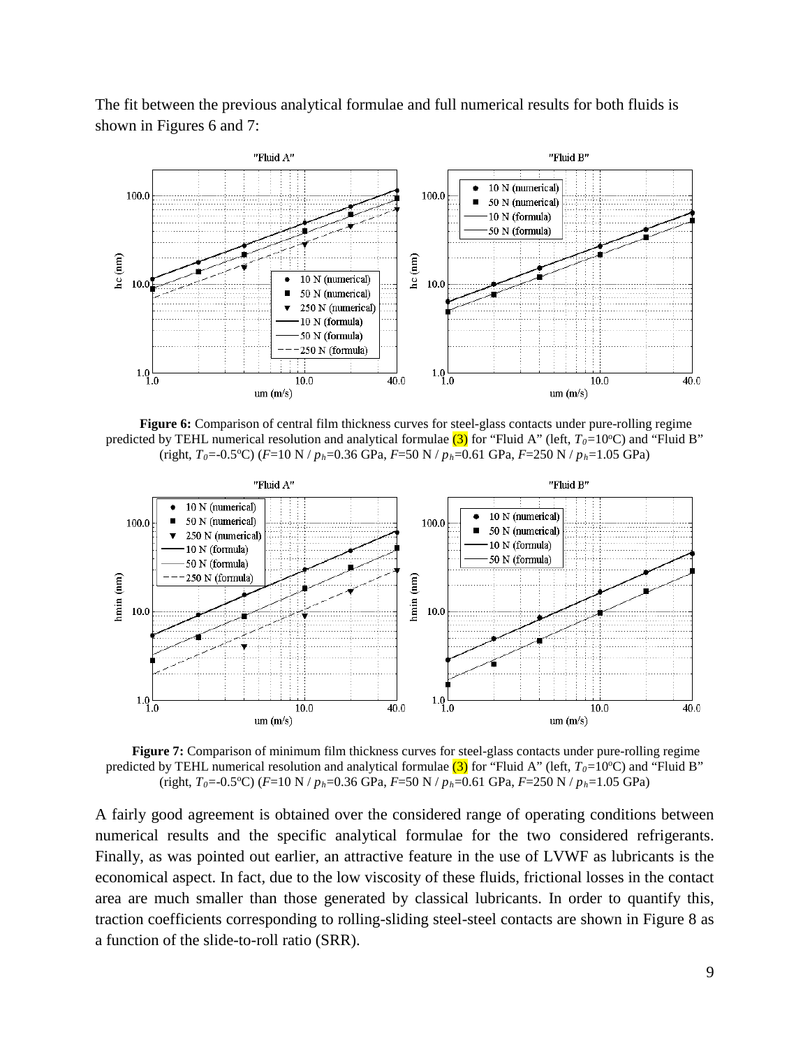The fit between the previous analytical formulae and full numerical results for both fluids is shown in Figures 6 and 7:

**Figure 6:** Comparison of central film thickness curves for steel-glass contacts under pure-rolling regime predicted by TEHL numerical resolution and analytical formulae (3) for "Fluid A" (left, $T_0$=10°C) and "Fluid B" (right, $T_0$=-0.5°C) ($F$=10 N / $p_h$=0.36 GPa, $F$=50 N / $p_h$=0.61 GPa, $F$=250 N / $p_h$=1.05 GPa)

**Figure 7:** Comparison of minimum film thickness curves for steel-glass contacts under pure-rolling regime predicted by TEHL numerical resolution and analytical formulae (3) for "Fluid A" (left, $T_0$=10°C) and "Fluid B" (right, $T_0$=-0.5°C) ($F$=10 N / $p_h$=0.36 GPa, $F$=50 N / $p_h$=0.61 GPa, $F$=250 N / $p_h$=1.05 GPa)

A fairly good agreement is obtained over the considered range of operating conditions between numerical results and the specific analytical formulae for the two considered refrigerants. Finally, as was pointed out earlier, an attractive feature in the use of LVWF as lubricants is the economical aspect. In fact, due to the low viscosity of these fluids, frictional losses in the contact area are much smaller than those generated by classical lubricants. In order to quantify this, traction coefficients corresponding to rolling-sliding steel-steel contacts are shown in Figure 8 as a function of the slide-to-roll ratio (SRR).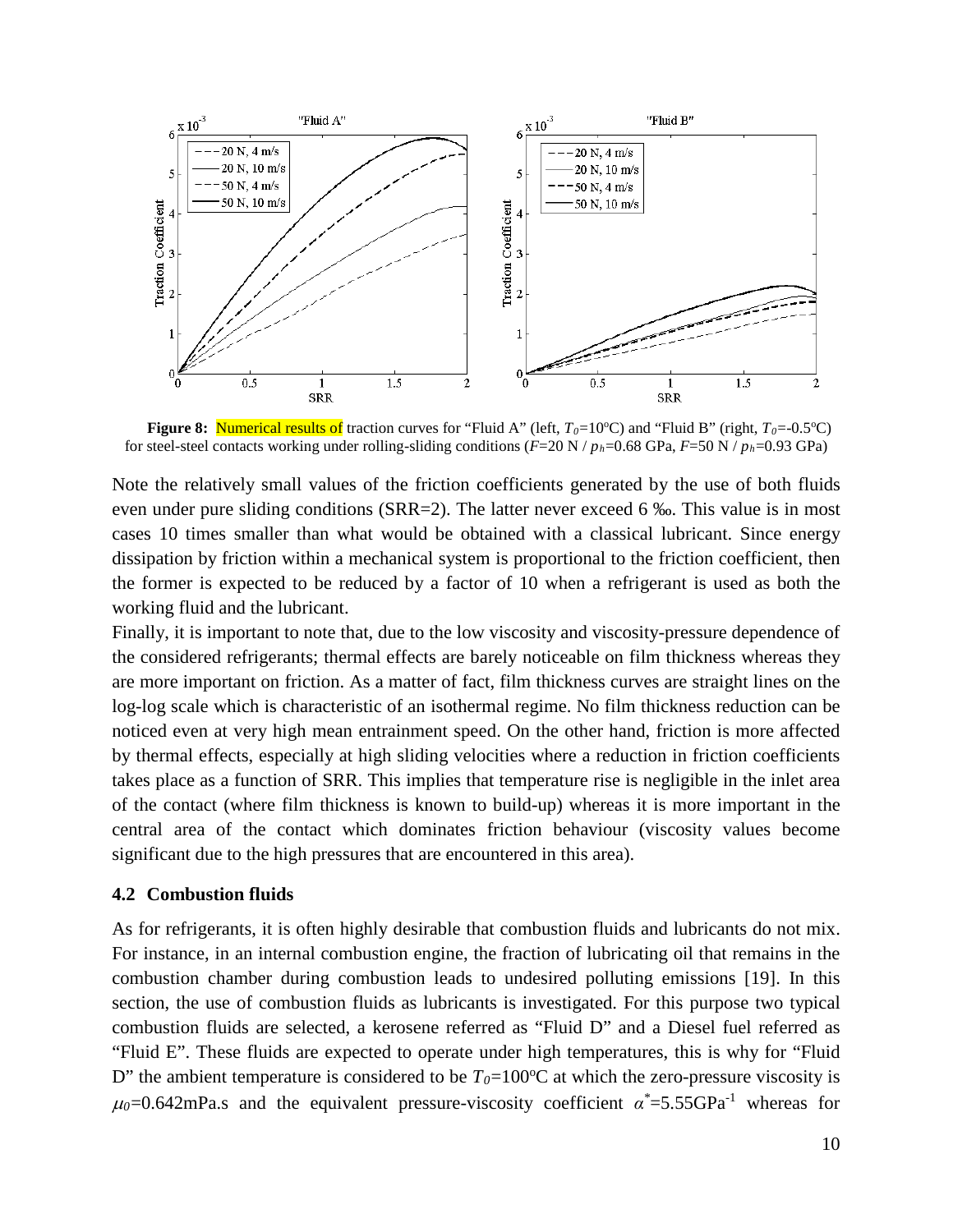**Figure 8:** Numerical results of traction curves for "Fluid A" (left, $T_0$=10°C) and "Fluid B" (right, $T_0$=-0.5°C) for steel-steel contacts working under rolling-sliding conditions ($F$=20 N / $p_h$=0.68 GPa, $F$=50 N / $p_h$=0.93 GPa)

Note the relatively small values of the friction coefficients generated by the use of both fluids even under pure sliding conditions (SRR=2). The latter never exceed 6 ‰. This value is in most cases 10 times smaller than what would be obtained with a classical lubricant. Since energy dissipation by friction within a mechanical system is proportional to the friction coefficient, then the former is expected to be reduced by a factor of 10 when a refrigerant is used as both the working fluid and the lubricant.

Finally, it is important to note that, due to the low viscosity and viscosity-pressure dependence of the considered refrigerants; thermal effects are barely noticeable on film thickness whereas they are more important on friction. As a matter of fact, film thickness curves are straight lines on the log-log scale which is characteristic of an isothermal regime. No film thickness reduction can be noticed even at very high mean entrainment speed. On the other hand, friction is more affected by thermal effects, especially at high sliding velocities where a reduction in friction coefficients takes place as a function of SRR. This implies that temperature rise is negligible in the inlet area of the contact (where film thickness is known to build-up) whereas it is more important in the central area of the contact which dominates friction behaviour (viscosity values become significant due to the high pressures that are encountered in this area).

### 4.2 Combustion fluids

As for refrigerants, it is often highly desirable that combustion fluids and lubricants do not mix. For instance, in an internal combustion engine, the fraction of lubricating oil that remains in the combustion chamber during combustion leads to undesired polluting emissions [19]. In this section, the use of combustion fluids as lubricants is investigated. For this purpose two typical combustion fluids are selected, a kerosene referred as "Fluid D" and a Diesel fuel referred as "Fluid E". These fluids are expected to operate under high temperatures, this is why for "Fluid D" the ambient temperature is considered to be $T_0$=100°C at which the zero-pressure viscosity is $\mu_0$=0.642mPa.s and the equivalent pressure-viscosity coefficient $\alpha^*$=5.55GPa$^{-1}$ whereas for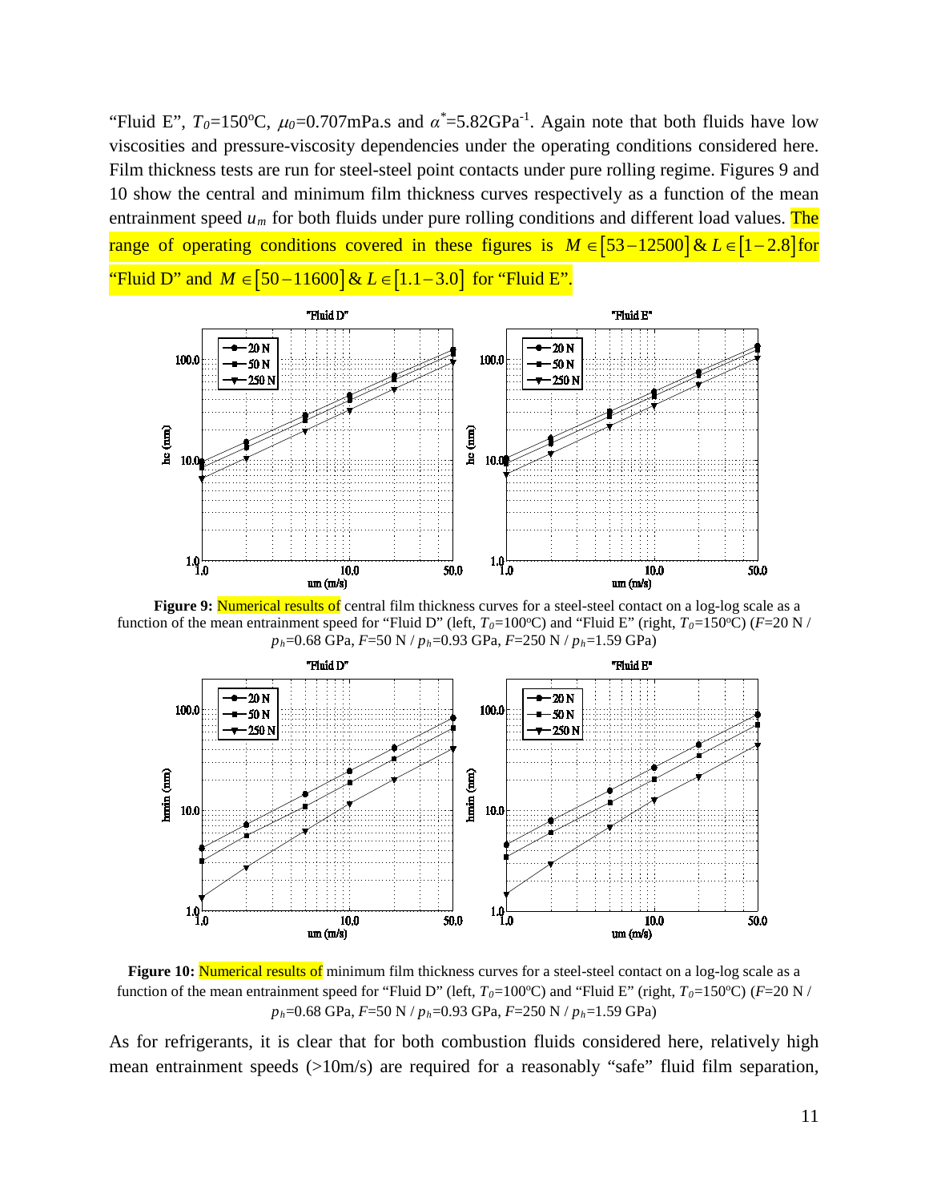"Fluid E", $T_0$=150°C, $\mu_0$=0.707mPa.s and $\alpha^*$=5.82GPa$^{-1}$. Again note that both fluids have low viscosities and pressure-viscosity dependencies under the operating conditions considered here. Film thickness tests are run for steel-steel point contacts under pure rolling regime. Figures 9 and 10 show the central and minimum film thickness curves respectively as a function of the mean entrainment speed $u_m$ for both fluids under pure rolling conditions and different load values. The range of operating conditions covered in these figures is $M \in [53-12500]$ & $L \in [1-2.8]$ for "Fluid D" and $M \in [50-11600]$ & $L \in [1.1-3.0]$ for "Fluid E".

**Figure 9:** Numerical results of central film thickness curves for a steel-steel contact on a log-log scale as a function of the mean entrainment speed for "Fluid D" (left, $T_0$=100°C) and "Fluid E" (right, $T_0$=150°C) ($F$=20 N / $p_h$=0.68 GPa, $F$=50 N / $p_h$=0.93 GPa, $F$=250 N / $p_h$=1.59 GPa)

**Figure 10:** Numerical results of minimum film thickness curves for a steel-steel contact on a log-log scale as a function of the mean entrainment speed for "Fluid D" (left, $T_0$=100°C) and "Fluid E" (right, $T_0$=150°C) ($F$=20 N / $p_h$=0.68 GPa, $F$=50 N / $p_h$=0.93 GPa, $F$=250 N / $p_h$=1.59 GPa)

As for refrigerants, it is clear that for both combustion fluids considered here, relatively high mean entrainment speeds (>10m/s) are required for a reasonably "safe" fluid film separation,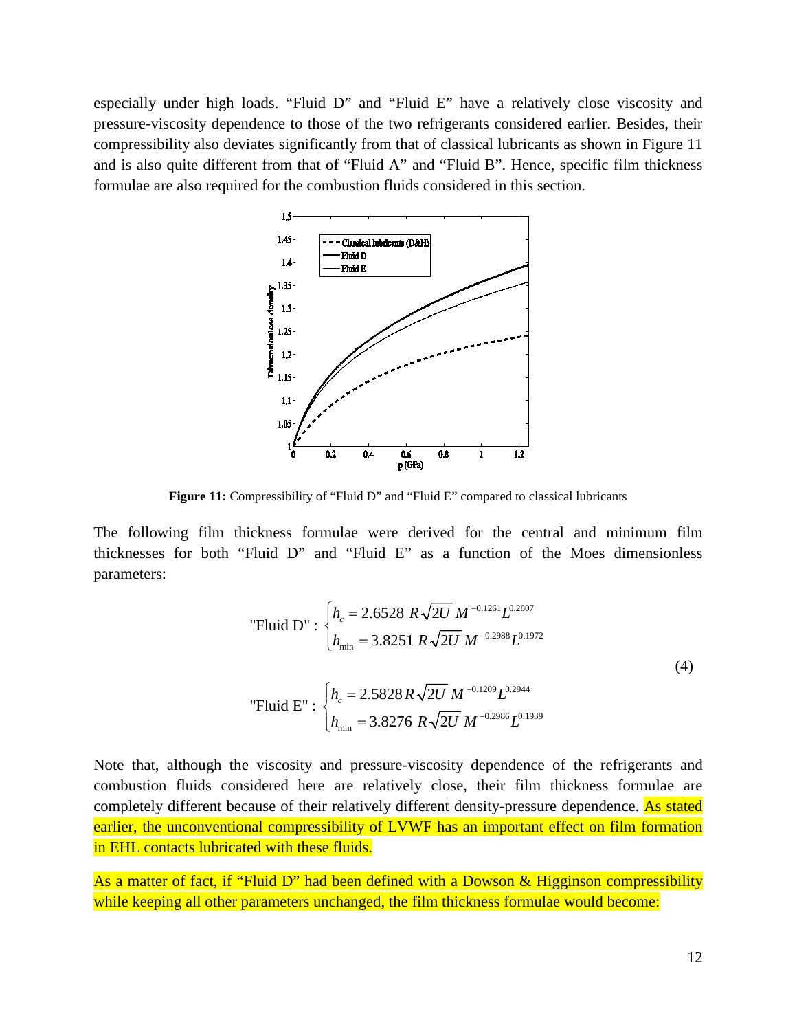especially under high loads. "Fluid D" and "Fluid E" have a relatively close viscosity and pressure-viscosity dependence to those of the two refrigerants considered earlier. Besides, their compressibility also deviates significantly from that of classical lubricants as shown in Figure 11 and is also quite different from that of "Fluid A" and "Fluid B". Hence, specific film thickness formulae are also required for the combustion fluids considered in this section.

**Figure 11:** Compressibility of "Fluid D" and "Fluid E" compared to classical lubricants

The following film thickness formulae were derived for the central and minimum film thicknesses for both "Fluid D" and "Fluid E" as a function of the Moes dimensionless parameters:

$$
\text{"Fluid D"}: \begin{cases} h_c = 2.6528\ R\sqrt{2U}\ M^{-0.1261} L^{0.2807} \\ h_{\min} = 3.8251\ R\sqrt{2U}\ M^{-0.2988} L^{0.1972} \end{cases}
$$

$$
\text{"Fluid E"}: \begin{cases} h_c = 2.5828\ R\sqrt{2U}\ M^{-0.1209} L^{0.2944} \\ h_{\min} = 3.8276\ R\sqrt{2U}\ M^{-0.2986} L^{0.1939} \end{cases} \tag{4}
$$

Note that, although the viscosity and pressure-viscosity dependence of the refrigerants and combustion fluids considered here are relatively close, their film thickness formulae are completely different because of their relatively different density-pressure dependence. As stated earlier, the unconventional compressibility of LVWF has an important effect on film formation in EHL contacts lubricated with these fluids.

As a matter of fact, if "Fluid D" had been defined with a Dowson & Higginson compressibility while keeping all other parameters unchanged, the film thickness formulae would become: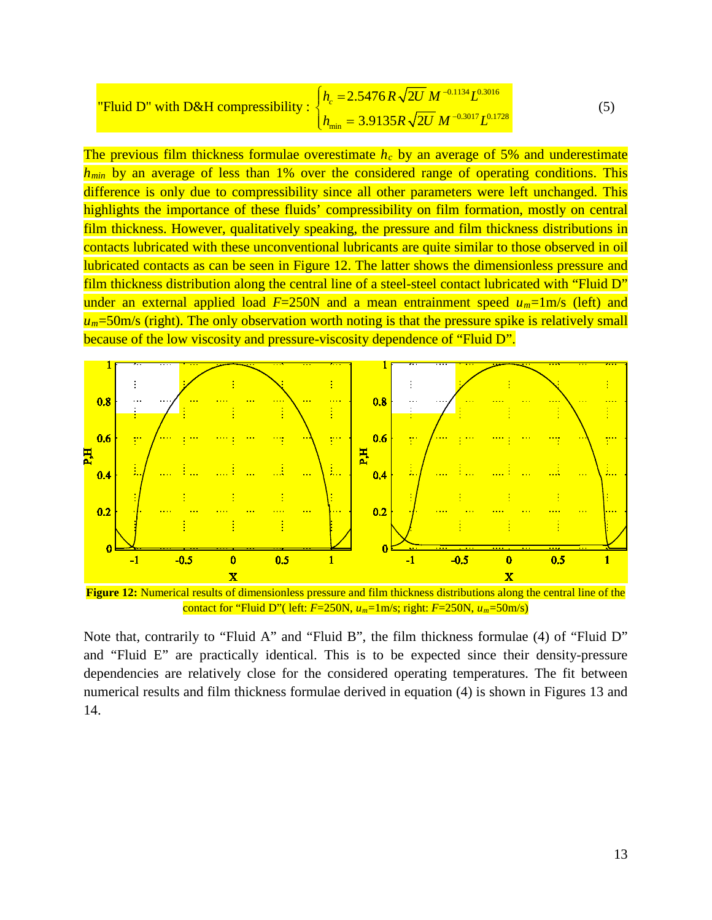$$\text{"Fluid D" with D\&H compressibility :} \begin{cases} h_c = 2.5476\, R\sqrt{2U}\, M^{-0.1134} L^{0.3016} \\ h_{min} = 3.9135 R\sqrt{2U}\, M^{-0.3017} L^{0.1728} \end{cases} \quad (5)$$

The previous film thickness formulae overestimate $h_c$ by an average of 5% and underestimate $h_{min}$ by an average of less than 1% over the considered range of operating conditions. This difference is only due to compressibility since all other parameters were left unchanged. This highlights the importance of these fluids' compressibility on film formation, mostly on central film thickness. However, qualitatively speaking, the pressure and film thickness distributions in contacts lubricated with these unconventional lubricants are quite similar to those observed in oil lubricated contacts as can be seen in Figure 12. The latter shows the dimensionless pressure and film thickness distribution along the central line of a steel-steel contact lubricated with "Fluid D" under an external applied load $F$=250N and a mean entrainment speed $u_m$=1m/s (left) and $u_m$=50m/s (right). The only observation worth noting is that the pressure spike is relatively small because of the low viscosity and pressure-viscosity dependence of "Fluid D".

**Figure 12:** Numerical results of dimensionless pressure and film thickness distributions along the central line of the contact for "Fluid D"( left: $F$=250N, $u_m$=1m/s; right: $F$=250N, $u_m$=50m/s)

Note that, contrarily to "Fluid A" and "Fluid B", the film thickness formulae (4) of "Fluid D" and "Fluid E" are practically identical. This is to be expected since their density-pressure dependencies are relatively close for the considered operating temperatures. The fit between numerical results and film thickness formulae derived in equation (4) is shown in Figures 13 and 14.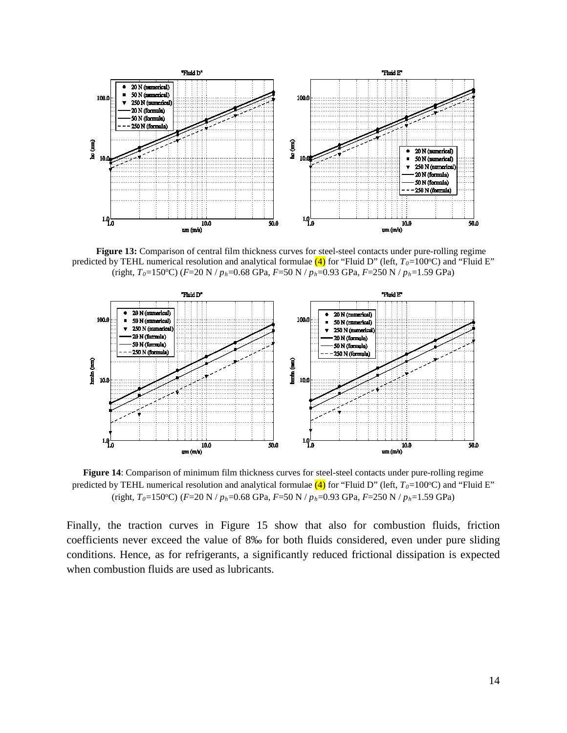**Figure 13:** Comparison of central film thickness curves for steel-steel contacts under pure-rolling regime predicted by TEHL numerical resolution and analytical formulae (4) for "Fluid D" (left, $T_0$=100°C) and "Fluid E" (right, $T_0$=150°C) ($F$=20 N / $p_h$=0.68 GPa, $F$=50 N / $p_h$=0.93 GPa, $F$=250 N / $p_h$=1.59 GPa)

**Figure 14**: Comparison of minimum film thickness curves for steel-steel contacts under pure-rolling regime predicted by TEHL numerical resolution and analytical formulae (4) for "Fluid D" (left, $T_0$=100°C) and "Fluid E" (right, $T_0$=150°C) ($F$=20 N / $p_h$=0.68 GPa, $F$=50 N / $p_h$=0.93 GPa, $F$=250 N / $p_h$=1.59 GPa)

Finally, the traction curves in Figure 15 show that also for combustion fluids, friction coefficients never exceed the value of 8‰ for both fluids considered, even under pure sliding conditions. Hence, as for refrigerants, a significantly reduced frictional dissipation is expected when combustion fluids are used as lubricants.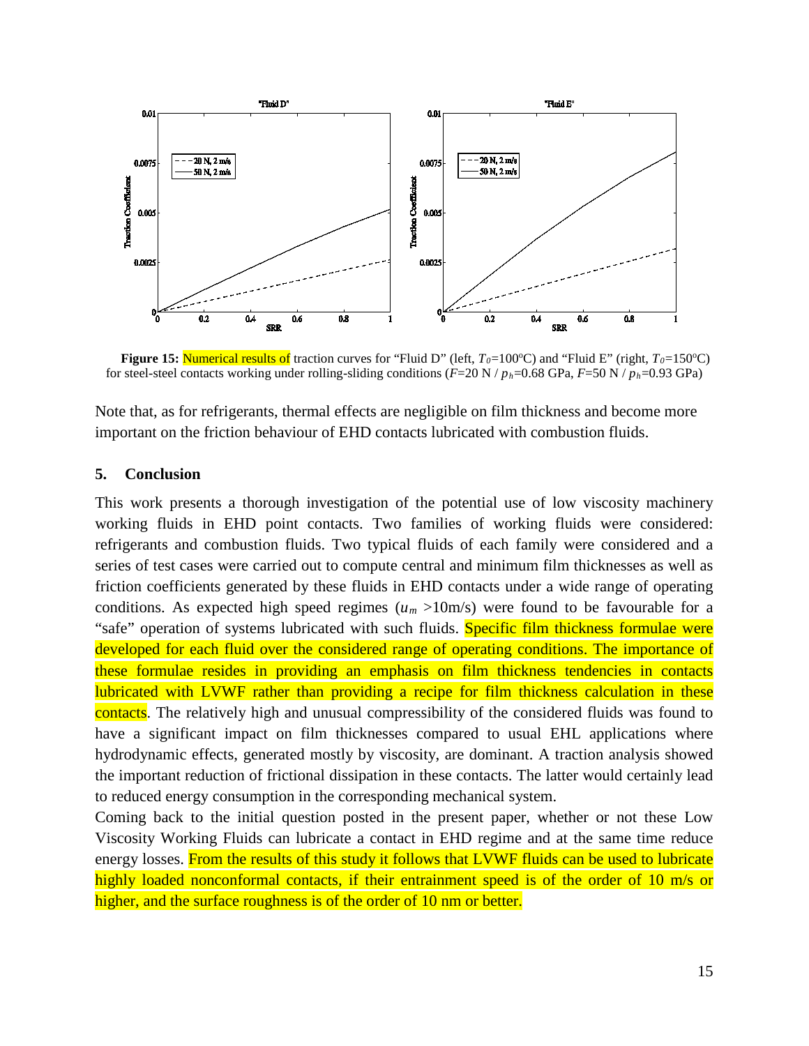**Figure 15:** Numerical results of traction curves for "Fluid D" (left, $T_0$=100°C) and "Fluid E" (right, $T_0$=150°C) for steel-steel contacts working under rolling-sliding conditions ($F$=20 N / $p_h$=0.68 GPa, $F$=50 N / $p_h$=0.93 GPa)

Note that, as for refrigerants, thermal effects are negligible on film thickness and become more important on the friction behaviour of EHD contacts lubricated with combustion fluids.

## 5. Conclusion

This work presents a thorough investigation of the potential use of low viscosity machinery working fluids in EHD point contacts. Two families of working fluids were considered: refrigerants and combustion fluids. Two typical fluids of each family were considered and a series of test cases were carried out to compute central and minimum film thicknesses as well as friction coefficients generated by these fluids in EHD contacts under a wide range of operating conditions. As expected high speed regimes ($u_m$ >10m/s) were found to be favourable for a "safe" operation of systems lubricated with such fluids. Specific film thickness formulae were developed for each fluid over the considered range of operating conditions. The importance of these formulae resides in providing an emphasis on film thickness tendencies in contacts lubricated with LVWF rather than providing a recipe for film thickness calculation in these contacts. The relatively high and unusual compressibility of the considered fluids was found to have a significant impact on film thicknesses compared to usual EHL applications where hydrodynamic effects, generated mostly by viscosity, are dominant. A traction analysis showed the important reduction of frictional dissipation in these contacts. The latter would certainly lead to reduced energy consumption in the corresponding mechanical system.

Coming back to the initial question posted in the present paper, whether or not these Low Viscosity Working Fluids can lubricate a contact in EHD regime and at the same time reduce energy losses. From the results of this study it follows that LVWF fluids can be used to lubricate highly loaded nonconformal contacts, if their entrainment speed is of the order of 10 m/s or higher, and the surface roughness is of the order of 10 nm or better.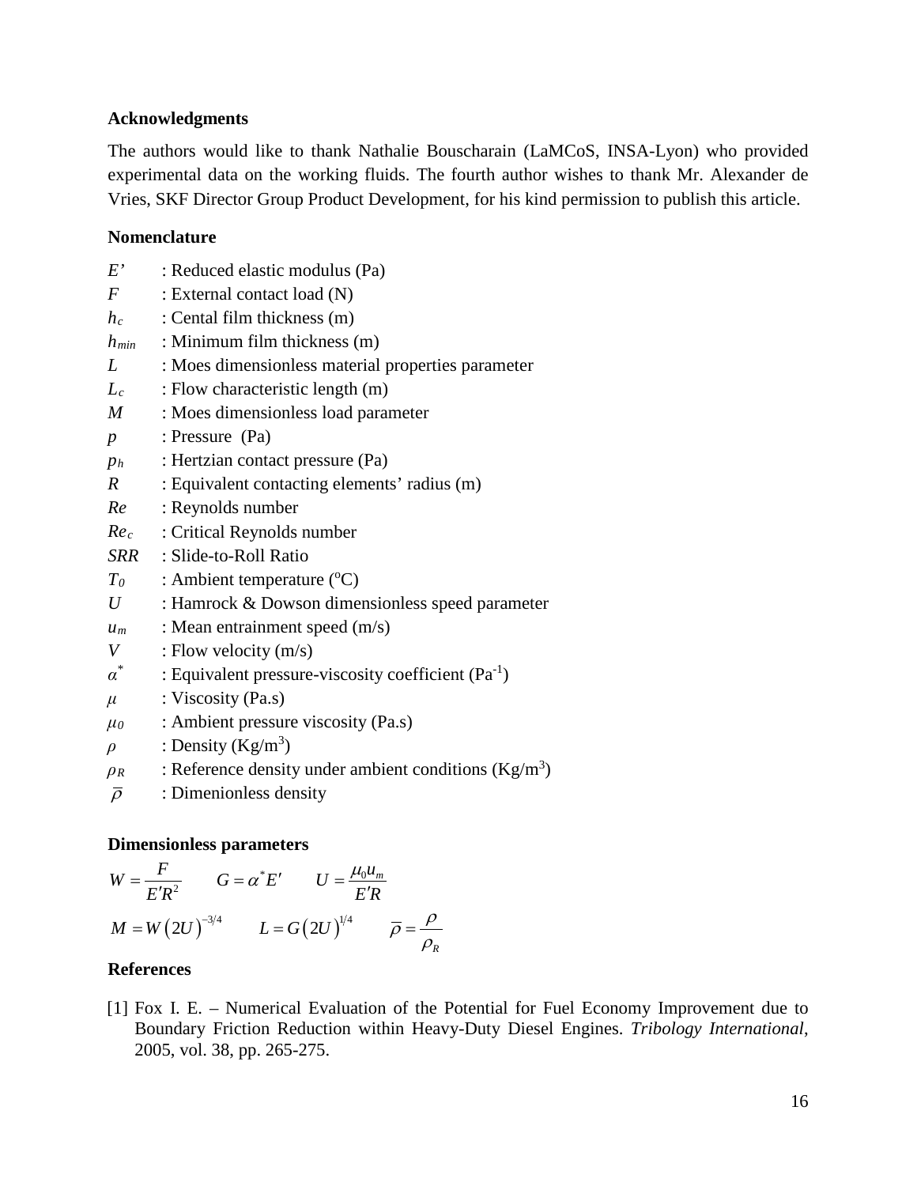## Acknowledgments

The authors would like to thank Nathalie Bouscharain (LaMCoS, INSA-Lyon) who provided experimental data on the working fluids. The fourth author wishes to thank Mr. Alexander de Vries, SKF Director Group Product Development, for his kind permission to publish this article.

## Nomenclature

$E'$ : Reduced elastic modulus (Pa)
$F$ : External contact load (N)
$h_c$ : Cental film thickness (m)
$h_{min}$ : Minimum film thickness (m)
$L$ : Moes dimensionless material properties parameter
$L_c$ : Flow characteristic length (m)
$M$ : Moes dimensionless load parameter
$p$ : Pressure (Pa)
$p_h$ : Hertzian contact pressure (Pa)
$R$ : Equivalent contacting elements' radius (m)
$Re$ : Reynolds number
$Re_c$ : Critical Reynolds number
$SRR$ : Slide-to-Roll Ratio
$T_0$ : Ambient temperature ($^o$C)
$U$ : Hamrock & Dowson dimensionless speed parameter
$u_m$ : Mean entrainment speed (m/s)
$V$ : Flow velocity (m/s)
$\alpha^*$ : Equivalent pressure-viscosity coefficient (Pa$^{-1}$)
$\mu$ : Viscosity (Pa.s)
$\mu_0$ : Ambient pressure viscosity (Pa.s)
$\rho$ : Density (Kg/m$^3$)
$\rho_R$ : Reference density under ambient conditions (Kg/m$^3$)
$\bar{\rho}$ : Dimenionless density

## Dimensionless parameters

$$W = \frac{F}{E'R^2} \qquad G = \alpha^* E' \qquad U = \frac{\mu_0 u_m}{E'R}$$

$$M = W(2U)^{-3/4} \qquad L = G(2U)^{1/4} \qquad \bar{\rho} = \frac{\rho}{\rho_R}$$

## References

[1] Fox I. E. – Numerical Evaluation of the Potential for Fuel Economy Improvement due to Boundary Friction Reduction within Heavy-Duty Diesel Engines. *Tribology International*, 2005, vol. 38, pp. 265-275.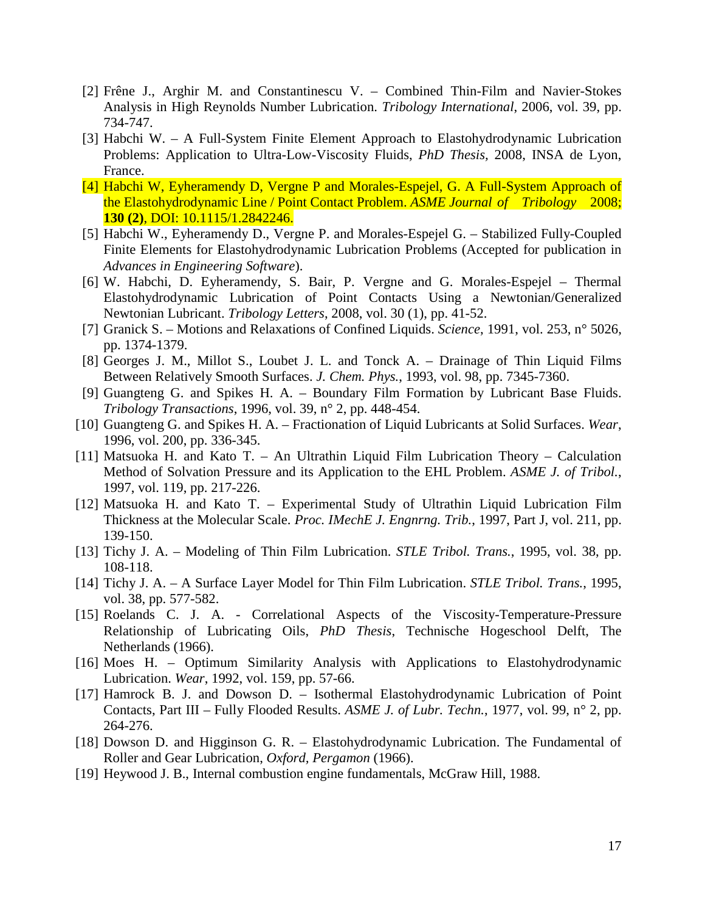[2] Frêne J., Arghir M. and Constantinescu V. – Combined Thin-Film and Navier-Stokes Analysis in High Reynolds Number Lubrication. *Tribology International*, 2006, vol. 39, pp. 734-747.

[3] Habchi W. – A Full-System Finite Element Approach to Elastohydrodynamic Lubrication Problems: Application to Ultra-Low-Viscosity Fluids, *PhD Thesis*, 2008, INSA de Lyon, France.

[4] Habchi W, Eyheramendy D, Vergne P and Morales-Espejel, G. A Full-System Approach of the Elastohydrodynamic Line / Point Contact Problem. *ASME Journal of Tribology* 2008; **130 (2)**, DOI: 10.1115/1.2842246.

[5] Habchi W., Eyheramendy D., Vergne P. and Morales-Espejel G. – Stabilized Fully-Coupled Finite Elements for Elastohydrodynamic Lubrication Problems (Accepted for publication in *Advances in Engineering Software*).

[6] W. Habchi, D. Eyheramendy, S. Bair, P. Vergne and G. Morales-Espejel – Thermal Elastohydrodynamic Lubrication of Point Contacts Using a Newtonian/Generalized Newtonian Lubricant. *Tribology Letters*, 2008, vol. 30 (1), pp. 41-52.

[7] Granick S. – Motions and Relaxations of Confined Liquids. *Science*, 1991, vol. 253, n° 5026, pp. 1374-1379.

[8] Georges J. M., Millot S., Loubet J. L. and Tonck A. – Drainage of Thin Liquid Films Between Relatively Smooth Surfaces. *J. Chem. Phys.*, 1993, vol. 98, pp. 7345-7360.

[9] Guangteng G. and Spikes H. A. – Boundary Film Formation by Lubricant Base Fluids. *Tribology Transactions*, 1996, vol. 39, n° 2, pp. 448-454.

[10] Guangteng G. and Spikes H. A. – Fractionation of Liquid Lubricants at Solid Surfaces. *Wear*, 1996, vol. 200, pp. 336-345.

[11] Matsuoka H. and Kato T. – An Ultrathin Liquid Film Lubrication Theory – Calculation Method of Solvation Pressure and its Application to the EHL Problem. *ASME J. of Tribol.*, 1997, vol. 119, pp. 217-226.

[12] Matsuoka H. and Kato T. – Experimental Study of Ultrathin Liquid Lubrication Film Thickness at the Molecular Scale. *Proc. IMechE J. Engnrng. Trib.*, 1997, Part J, vol. 211, pp. 139-150.

[13] Tichy J. A. – Modeling of Thin Film Lubrication. *STLE Tribol. Trans.*, 1995, vol. 38, pp. 108-118.

[14] Tichy J. A. – A Surface Layer Model for Thin Film Lubrication. *STLE Tribol. Trans.*, 1995, vol. 38, pp. 577-582.

[15] Roelands C. J. A. - Correlational Aspects of the Viscosity-Temperature-Pressure Relationship of Lubricating Oils, *PhD Thesis*, Technische Hogeschool Delft, The Netherlands (1966).

[16] Moes H. – Optimum Similarity Analysis with Applications to Elastohydrodynamic Lubrication. *Wear*, 1992, vol. 159, pp. 57-66.

[17] Hamrock B. J. and Dowson D. – Isothermal Elastohydrodynamic Lubrication of Point Contacts, Part III – Fully Flooded Results. *ASME J. of Lubr. Techn.*, 1977, vol. 99, n° 2, pp. 264-276.

[18] Dowson D. and Higginson G. R. – Elastohydrodynamic Lubrication. The Fundamental of Roller and Gear Lubrication, *Oxford, Pergamon* (1966).

[19] Heywood J. B., Internal combustion engine fundamentals, McGraw Hill, 1988.